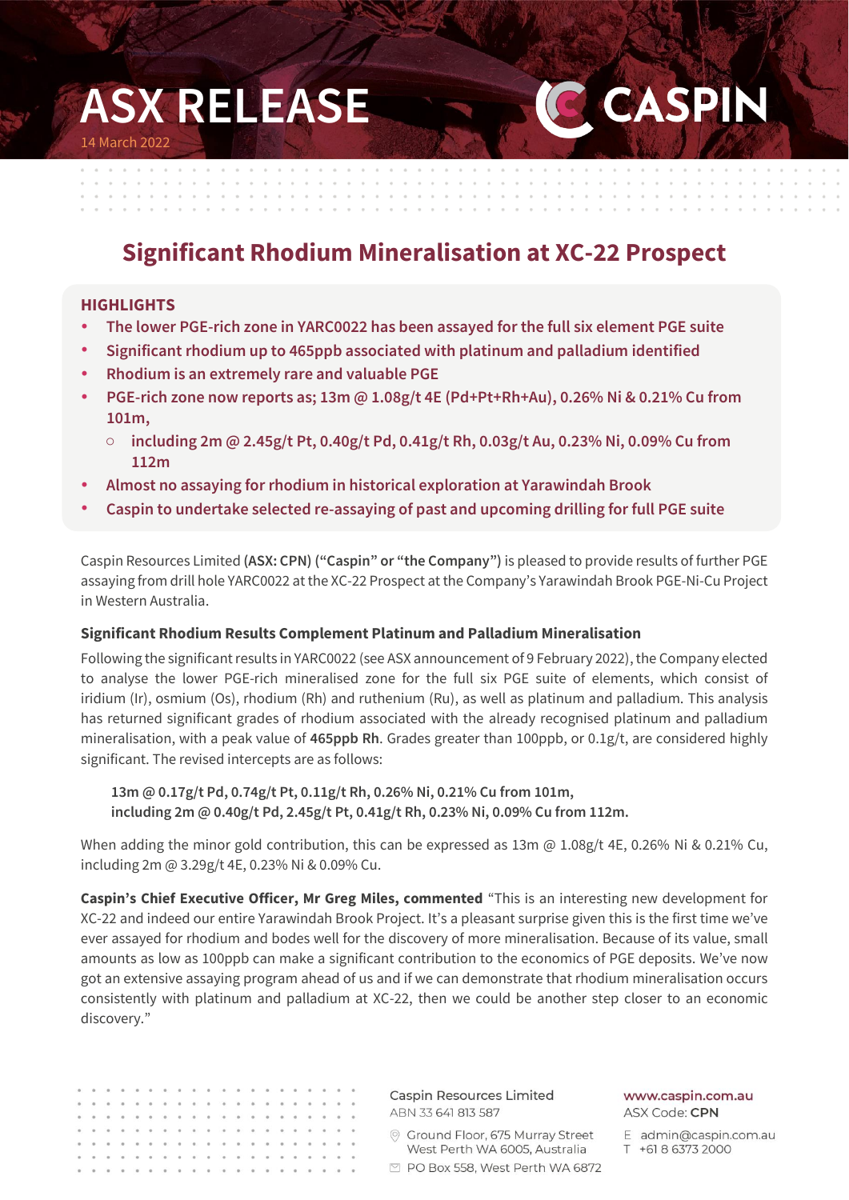# ASX RELEASE

14 March 2022

## Significant Rhodium Mineralisation at XC-22 Prospect

### HIGHLIGHTS

- **The lower PGE-rich zone in YARC0022 has been assayed for the full six element PGE suite**
- **Significant rhodium up to 465ppb associated with platinum and palladium identified**
- **Rhodium is an extremely rare and valuable PGE**
- **PGE-rich zone now reports as; 13m @ 1.08g/t 4E (Pd+Pt+Rh+Au), 0.26% Ni & 0.21% Cu from 101m,**
  - **including 2m @ 2.45g/t Pt, 0.40g/t Pd, 0.41g/t Rh, 0.03g/t Au, 0.23% Ni, 0.09% Cu from 112m**
- **Almost no assaying for rhodium in historical exploration at Yarawindah Brook**
- **Caspin to undertake selected re-assaying of past and upcoming drilling for full PGE suite**

Caspin Resources Limited **(ASX: CPN)** (**"Caspin"** or **"the Company"**) is pleased to provide results of further PGE assaying from drill hole YARC0022 at the XC-22 Prospect at the Company's Yarawindah Brook PGE-Ni-Cu Project in Western Australia.

**Significant Rhodium Results Complement Platinum and Palladium Mineralisation**

Following the significant results in YARC0022 (see ASX announcement of 9 February 2022), the Company elected to analyse the lower PGE-rich mineralised zone for the full six PGE suite of elements, which consist of iridium (Ir), osmium (Os), rhodium (Rh) and ruthenium (Ru), as well as platinum and palladium. This analysis has returned significant grades of rhodium associated with the already recognised platinum and palladium mineralisation, with a peak value of **465ppb Rh**. Grades greater than 100ppb, or 0.1g/t, are considered highly significant. The revised intercepts are as follows:

**13m @ 0.17g/t Pd, 0.74g/t Pt, 0.11g/t Rh, 0.26% Ni, 0.21% Cu from 101m,**
**including 2m @ 0.40g/t Pd, 2.45g/t Pt, 0.41g/t Rh, 0.23% Ni, 0.09% Cu from 112m.**

When adding the minor gold contribution, this can be expressed as 13m @ 1.08g/t 4E, 0.26% Ni & 0.21% Cu, including 2m @ 3.29g/t 4E, 0.23% Ni & 0.09% Cu.

**Caspin's Chief Executive Officer, Mr Greg Miles, commented** "This is an interesting new development for XC-22 and indeed our entire Yarawindah Brook Project. It's a pleasant surprise given this is the first time we've ever assayed for rhodium and bodes well for the discovery of more mineralisation. Because of its value, small amounts as low as 100ppb can make a significant contribution to the economics of PGE deposits. We've now got an extensive assaying program ahead of us and if we can demonstrate that rhodium mineralisation occurs consistently with platinum and palladium at XC-22, then we could be another step closer to an economic discovery."

Caspin Resources Limited
ABN 33 641 813 587
Ground Floor, 675 Murray Street
West Perth WA 6005, Australia
PO Box 558, West Perth WA 6872

www.caspin.com.au
ASX Code: **CPN**
E admin@caspin.com.au
T +61 8 6373 2000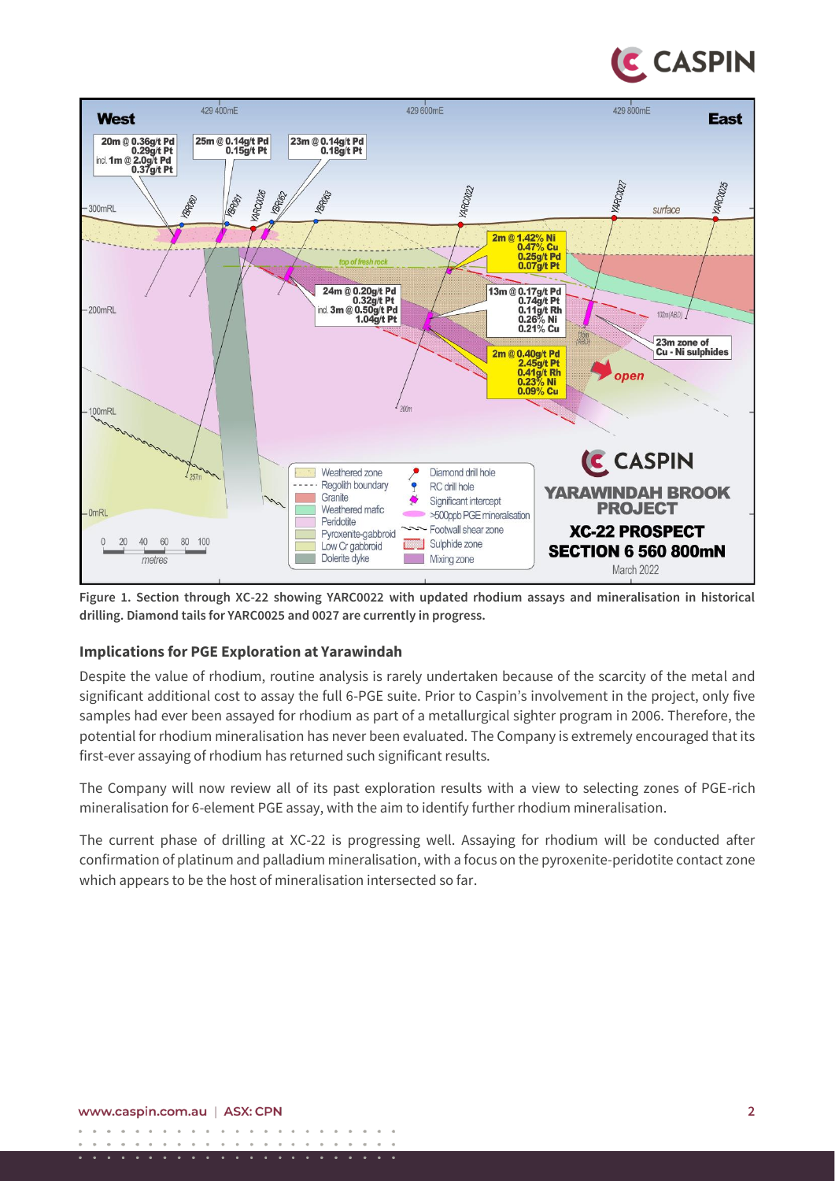Figure 1. Section through XC-22 showing YARC0022 with updated rhodium assays and mineralisation in historical drilling. Diamond tails for YARC0025 and 0027 are currently in progress.

## Implications for PGE Exploration at Yarawindah

Despite the value of rhodium, routine analysis is rarely undertaken because of the scarcity of the metal and significant additional cost to assay the full 6-PGE suite. Prior to Caspin's involvement in the project, only five samples had ever been assayed for rhodium as part of a metallurgical sighter program in 2006. Therefore, the potential for rhodium mineralisation has never been evaluated. The Company is extremely encouraged that its first-ever assaying of rhodium has returned such significant results.

The Company will now review all of its past exploration results with a view to selecting zones of PGE-rich mineralisation for 6-element PGE assay, with the aim to identify further rhodium mineralisation.

The current phase of drilling at XC-22 is progressing well. Assaying for rhodium will be conducted after confirmation of platinum and palladium mineralisation, with a focus on the pyroxenite-peridotite contact zone which appears to be the host of mineralisation intersected so far.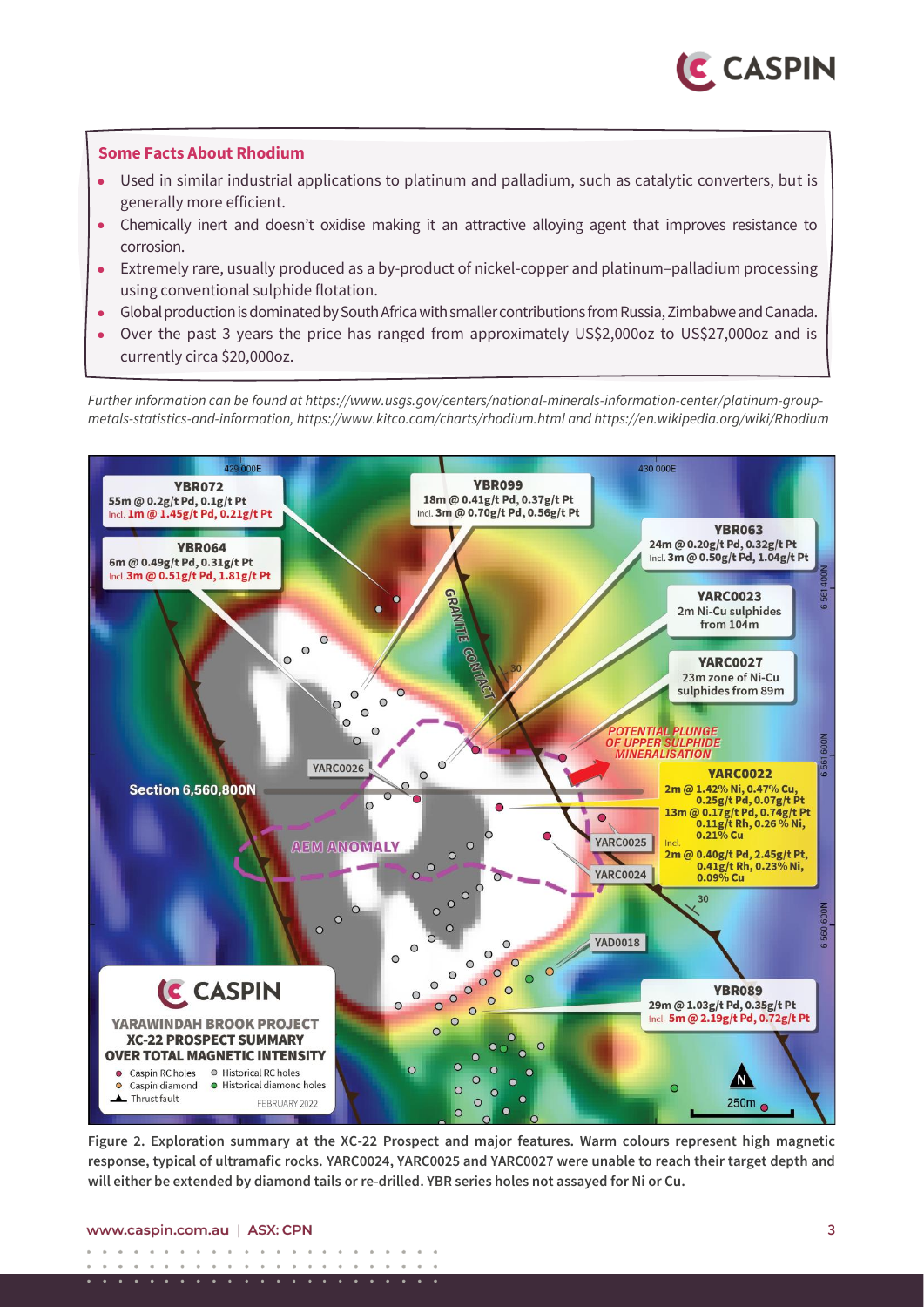### Some Facts About Rhodium

- Used in similar industrial applications to platinum and palladium, such as catalytic converters, but is generally more efficient.
- Chemically inert and doesn't oxidise making it an attractive alloying agent that improves resistance to corrosion.
- Extremely rare, usually produced as a by-product of nickel-copper and platinum–palladium processing using conventional sulphide flotation.
- Global production is dominated by South Africa with smaller contributions from Russia, Zimbabwe and Canada.
- Over the past 3 years the price has ranged from approximately US$2,000oz to US$27,000oz and is currently circa $20,000oz.

*Further information can be found at https://www.usgs.gov/centers/national-minerals-information-center/platinum-group-metals-statistics-and-information, https://www.kitco.com/charts/rhodium.html and https://en.wikipedia.org/wiki/Rhodium*

**Figure 2. Exploration summary at the XC-22 Prospect and major features. Warm colours represent high magnetic response, typical of ultramafic rocks. YARC0024, YARC0025 and YARC0027 were unable to reach their target depth and will either be extended by diamond tails or re-drilled. YBR series holes not assayed for Ni or Cu.**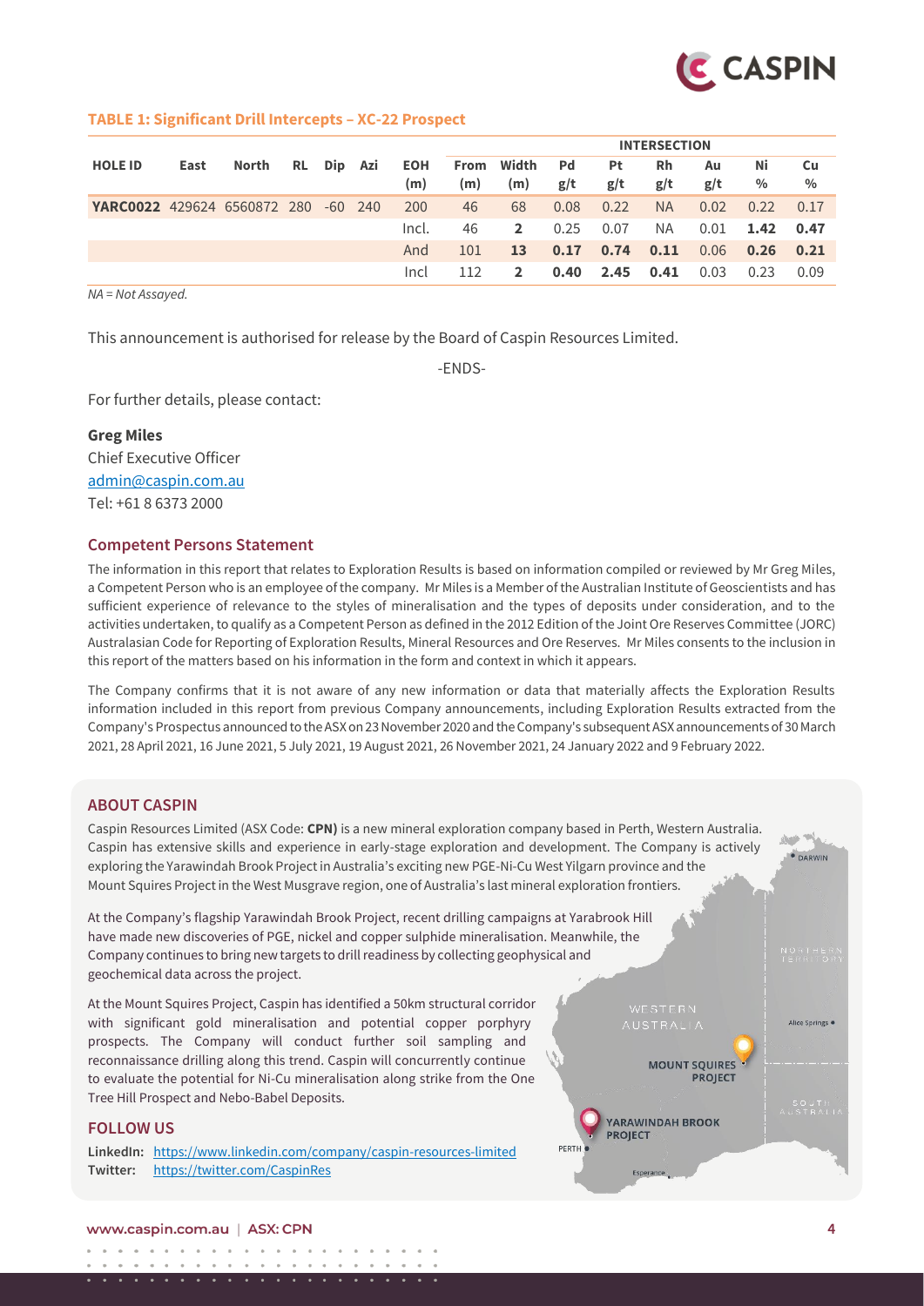## TABLE 1: Significant Drill Intercepts – XC-22 Prospect

| HOLE ID | East | North | RL | Dip | Azi | EOH (m) | INTERSECTION | | | | | | | | |
|---|---|---|---|---|---|---|---|---|---|---|---|---|---|---|---|
| | | | | | | | From (m) | Width (m) | Pd g/t | Pt g/t | Rh g/t | Au g/t | Ni % | Cu % |
| **YARC0022** | 429624 | 6560872 | 280 | -60 | 240 | 200 | 46 | 68 | 0.08 | 0.22 | NA | 0.02 | 0.22 | 0.17 |
| | | | | | | Incl. | 46 | **2** | 0.25 | 0.07 | NA | 0.01 | **1.42** | **0.47** |
| | | | | | | And | 101 | **13** | **0.17** | **0.74** | **0.11** | 0.06 | **0.26** | **0.21** |
| | | | | | | Incl | 112 | **2** | **0.40** | **2.45** | **0.41** | 0.03 | 0.23 | 0.09 |

*NA = Not Assayed.*

This announcement is authorised for release by the Board of Caspin Resources Limited.

-ENDS-

For further details, please contact:

**Greg Miles**
Chief Executive Officer
admin@caspin.com.au
Tel: +61 8 6373 2000

## Competent Persons Statement

The information in this report that relates to Exploration Results is based on information compiled or reviewed by Mr Greg Miles, a Competent Person who is an employee of the company. Mr Miles is a Member of the Australian Institute of Geoscientists and has sufficient experience of relevance to the styles of mineralisation and the types of deposits under consideration, and to the activities undertaken, to qualify as a Competent Person as defined in the 2012 Edition of the Joint Ore Reserves Committee (JORC) Australasian Code for Reporting of Exploration Results, Mineral Resources and Ore Reserves. Mr Miles consents to the inclusion in this report of the matters based on his information in the form and context in which it appears.

The Company confirms that it is not aware of any new information or data that materially affects the Exploration Results information included in this report from previous Company announcements, including Exploration Results extracted from the Company's Prospectus announced to the ASX on 23 November 2020 and the Company's subsequent ASX announcements of 30 March 2021, 28 April 2021, 16 June 2021, 5 July 2021, 19 August 2021, 26 November 2021, 24 January 2022 and 9 February 2022.

## ABOUT CASPIN

Caspin Resources Limited (ASX Code: **CPN)** is a new mineral exploration company based in Perth, Western Australia. Caspin has extensive skills and experience in early-stage exploration and development. The Company is actively exploring the Yarawindah Brook Project in Australia's exciting new PGE-Ni-Cu West Yilgarn province and the Mount Squires Project in the West Musgrave region, one of Australia's last mineral exploration frontiers.

At the Company's flagship Yarawindah Brook Project, recent drilling campaigns at Yarabrook Hill have made new discoveries of PGE, nickel and copper sulphide mineralisation. Meanwhile, the Company continues to bring new targets to drill readiness by collecting geophysical and geochemical data across the project.

At the Mount Squires Project, Caspin has identified a 50km structural corridor with significant gold mineralisation and potential copper porphyry prospects. The Company will conduct further soil sampling and reconnaissance drilling along this trend. Caspin will concurrently continue to evaluate the potential for Ni-Cu mineralisation along strike from the One Tree Hill Prospect and Nebo-Babel Deposits.

## FOLLOW US

**LinkedIn:** https://www.linkedin.com/company/caspin-resources-limited
**Twitter:** https://twitter.com/CaspinRes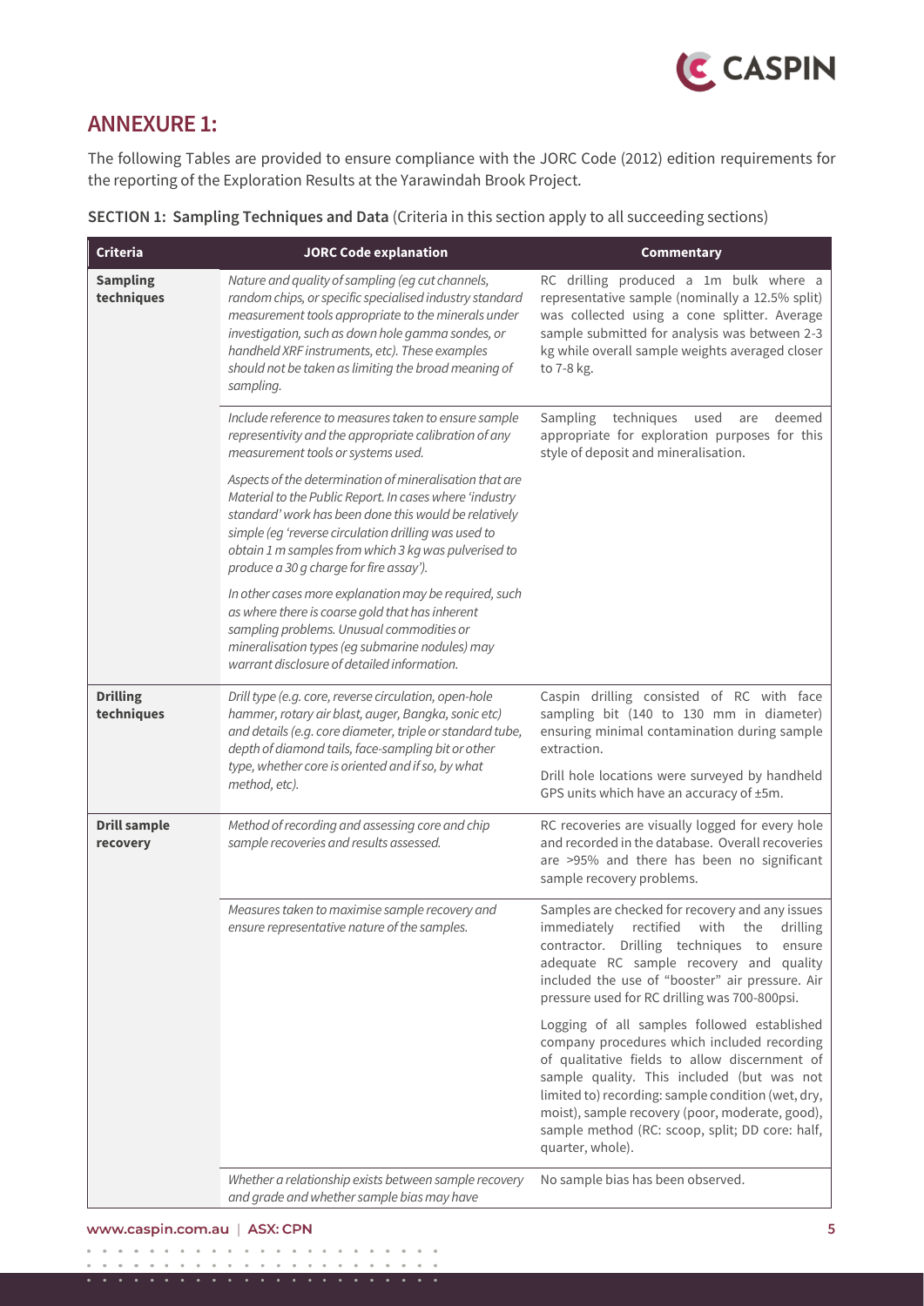## ANNEXURE 1:

The following Tables are provided to ensure compliance with the JORC Code (2012) edition requirements for the reporting of the Exploration Results at the Yarawindah Brook Project.

**SECTION 1: Sampling Techniques and Data** (Criteria in this section apply to all succeeding sections)

| Criteria | JORC Code explanation | Commentary |
|---|---|---|
| **Sampling techniques** | *Nature and quality of sampling (eg cut channels, random chips, or specific specialised industry standard measurement tools appropriate to the minerals under investigation, such as down hole gamma sondes, or handheld XRF instruments, etc). These examples should not be taken as limiting the broad meaning of sampling.* | RC drilling produced a 1m bulk where a representative sample (nominally a 12.5% split) was collected using a cone splitter. Average sample submitted for analysis was between 2-3 kg while overall sample weights averaged closer to 7-8 kg. |
| | *Include reference to measures taken to ensure sample representivity and the appropriate calibration of any measurement tools or systems used.* | Sampling techniques used are deemed appropriate for exploration purposes for this style of deposit and mineralisation. |
| | *Aspects of the determination of mineralisation that are Material to the Public Report. In cases where 'industry standard' work has been done this would be relatively simple (eg 'reverse circulation drilling was used to obtain 1 m samples from which 3 kg was pulverised to produce a 30 g charge for fire assay').* | |
| | *In other cases more explanation may be required, such as where there is coarse gold that has inherent sampling problems. Unusual commodities or mineralisation types (eg submarine nodules) may warrant disclosure of detailed information.* | |
| **Drilling techniques** | *Drill type (e.g. core, reverse circulation, open-hole hammer, rotary air blast, auger, Bangka, sonic etc) and details (e.g. core diameter, triple or standard tube, depth of diamond tails, face-sampling bit or other type, whether core is oriented and if so, by what method, etc).* | Caspin drilling consisted of RC with face sampling bit (140 to 130 mm in diameter) ensuring minimal contamination during sample extraction.<br><br>Drill hole locations were surveyed by handheld GPS units which have an accuracy of ±5m. |
| **Drill sample recovery** | *Method of recording and assessing core and chip sample recoveries and results assessed.* | RC recoveries are visually logged for every hole and recorded in the database. Overall recoveries are >95% and there has been no significant sample recovery problems. |
| | *Measures taken to maximise sample recovery and ensure representative nature of the samples.* | Samples are checked for recovery and any issues immediately rectified with the drilling contractor. Drilling techniques to ensure adequate RC sample recovery and quality included the use of "booster" air pressure. Air pressure used for RC drilling was 700-800psi.<br><br>Logging of all samples followed established company procedures which included recording of qualitative fields to allow discernment of sample quality. This included (but was not limited to) recording: sample condition (wet, dry, moist), sample recovery (poor, moderate, good), sample method (RC: scoop, split; DD core: half, quarter, whole). |
| | *Whether a relationship exists between sample recovery and grade and whether sample bias may have* | No sample bias has been observed. |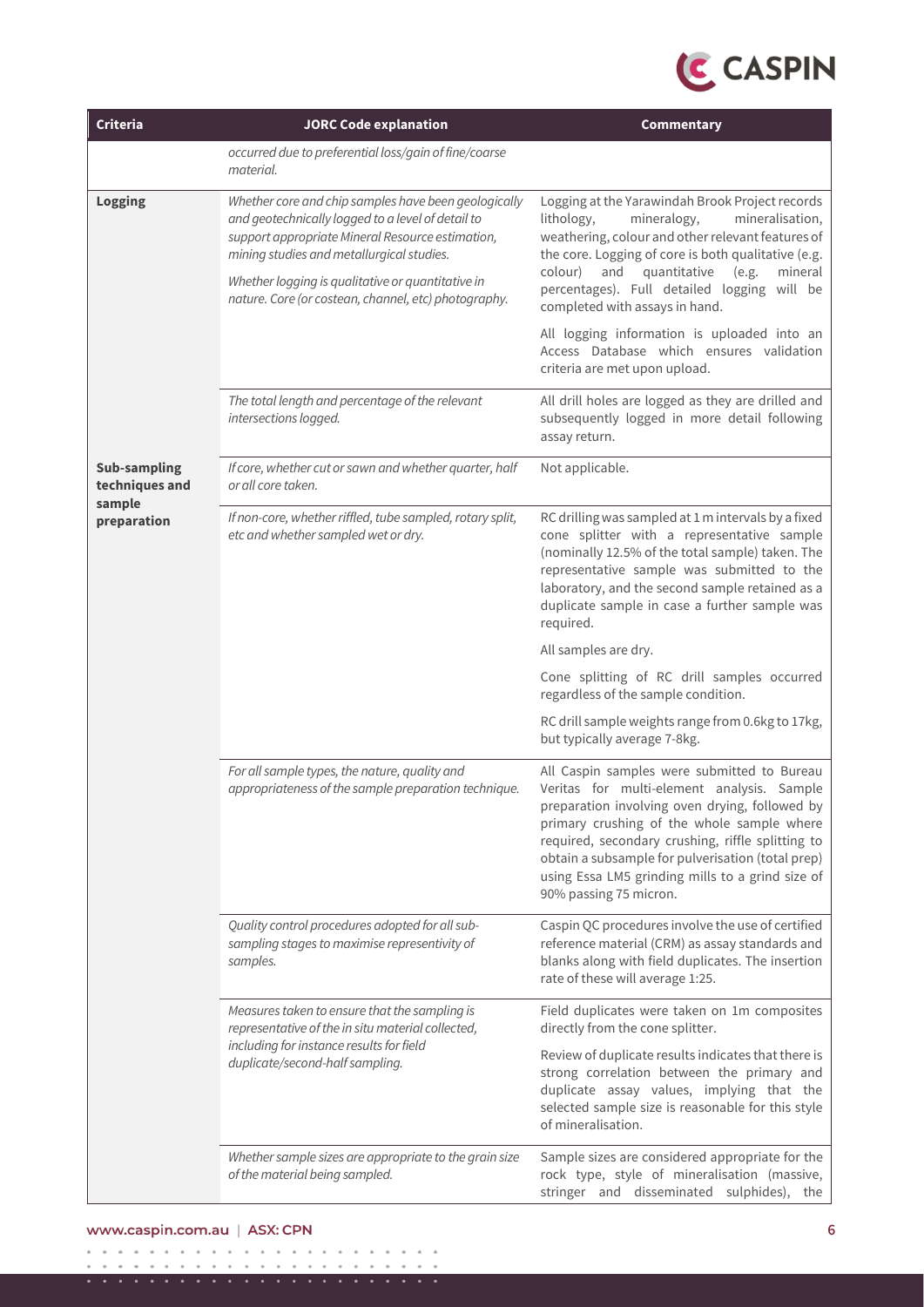| Criteria | JORC Code explanation | Commentary |
|---|---|---|
| | *occurred due to preferential loss/gain of fine/coarse material.* | |
| **Logging** | *Whether core and chip samples have been geologically and geotechnically logged to a level of detail to support appropriate Mineral Resource estimation, mining studies and metallurgical studies.*<br><br>*Whether logging is qualitative or quantitative in nature. Core (or costean, channel, etc) photography.* | Logging at the Yarawindah Brook Project records lithology, mineralogy, mineralisation, weathering, colour and other relevant features of the core. Logging of core is both qualitative (e.g. colour) and quantitative (e.g. mineral percentages). Full detailed logging will be completed with assays in hand.<br><br>All logging information is uploaded into an Access Database which ensures validation criteria are met upon upload. |
| | *The total length and percentage of the relevant intersections logged.* | All drill holes are logged as they are drilled and subsequently logged in more detail following assay return. |
| **Sub-sampling techniques and sample preparation** | *If core, whether cut or sawn and whether quarter, half or all core taken.* | Not applicable. |
| | *If non-core, whether riffled, tube sampled, rotary split, etc and whether sampled wet or dry.* | RC drilling was sampled at 1 m intervals by a fixed cone splitter with a representative sample (nominally 12.5% of the total sample) taken. The representative sample was submitted to the laboratory, and the second sample retained as a duplicate sample in case a further sample was required.<br><br>All samples are dry.<br><br>Cone splitting of RC drill samples occurred regardless of the sample condition.<br><br>RC drill sample weights range from 0.6kg to 17kg, but typically average 7-8kg. |
| | *For all sample types, the nature, quality and appropriateness of the sample preparation technique.* | All Caspin samples were submitted to Bureau Veritas for multi-element analysis. Sample preparation involving oven drying, followed by primary crushing of the whole sample where required, secondary crushing, riffle splitting to obtain a subsample for pulverisation (total prep) using Essa LM5 grinding mills to a grind size of 90% passing 75 micron. |
| | *Quality control procedures adopted for all sub-sampling stages to maximise representivity of samples.* | Caspin QC procedures involve the use of certified reference material (CRM) as assay standards and blanks along with field duplicates. The insertion rate of these will average 1:25. |
| | *Measures taken to ensure that the sampling is representative of the in situ material collected, including for instance results for field duplicate/second-half sampling.* | Field duplicates were taken on 1m composites directly from the cone splitter.<br><br>Review of duplicate results indicates that there is strong correlation between the primary and duplicate assay values, implying that the selected sample size is reasonable for this style of mineralisation. |
| | *Whether sample sizes are appropriate to the grain size of the material being sampled.* | Sample sizes are considered appropriate for the rock type, style of mineralisation (massive, stringer and disseminated sulphides), the |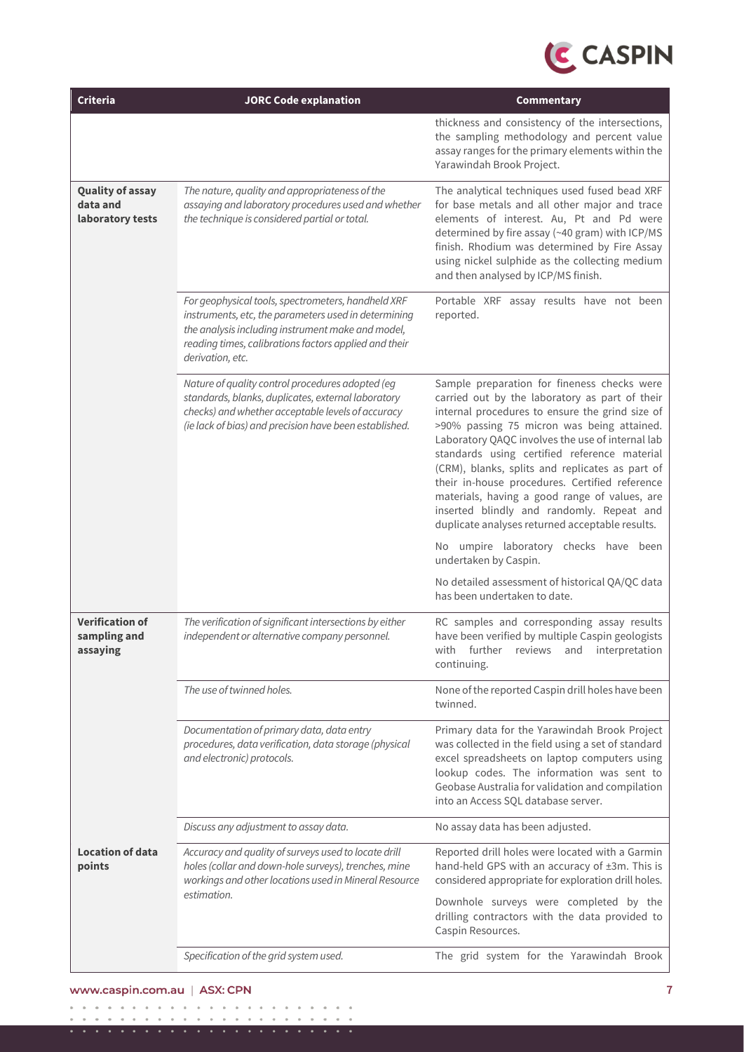| Criteria | JORC Code explanation | Commentary |
|---|---|---|
| | | thickness and consistency of the intersections, the sampling methodology and percent value assay ranges for the primary elements within the Yarawindah Brook Project. |
| **Quality of assay data and laboratory tests** | *The nature, quality and appropriateness of the assaying and laboratory procedures used and whether the technique is considered partial or total.* | The analytical techniques used fused bead XRF for base metals and all other major and trace elements of interest. Au, Pt and Pd were determined by fire assay (~40 gram) with ICP/MS finish. Rhodium was determined by Fire Assay using nickel sulphide as the collecting medium and then analysed by ICP/MS finish. |
| | *For geophysical tools, spectrometers, handheld XRF instruments, etc, the parameters used in determining the analysis including instrument make and model, reading times, calibrations factors applied and their derivation, etc.* | Portable XRF assay results have not been reported. |
| | *Nature of quality control procedures adopted (eg standards, blanks, duplicates, external laboratory checks) and whether acceptable levels of accuracy (ie lack of bias) and precision have been established.* | Sample preparation for fineness checks were carried out by the laboratory as part of their internal procedures to ensure the grind size of >90% passing 75 micron was being attained. Laboratory QAQC involves the use of internal lab standards using certified reference material (CRM), blanks, splits and replicates as part of their in-house procedures. Certified reference materials, having a good range of values, are inserted blindly and randomly. Repeat and duplicate analyses returned acceptable results.<br><br>No umpire laboratory checks have been undertaken by Caspin.<br><br>No detailed assessment of historical QA/QC data has been undertaken to date. |
| **Verification of sampling and assaying** | *The verification of significant intersections by either independent or alternative company personnel.* | RC samples and corresponding assay results have been verified by multiple Caspin geologists with further reviews and interpretation continuing. |
| | *The use of twinned holes.* | None of the reported Caspin drill holes have been twinned. |
| | *Documentation of primary data, data entry procedures, data verification, data storage (physical and electronic) protocols.* | Primary data for the Yarawindah Brook Project was collected in the field using a set of standard excel spreadsheets on laptop computers using lookup codes. The information was sent to Geobase Australia for validation and compilation into an Access SQL database server. |
| | *Discuss any adjustment to assay data.* | No assay data has been adjusted. |
| **Location of data points** | *Accuracy and quality of surveys used to locate drill holes (collar and down-hole surveys), trenches, mine workings and other locations used in Mineral Resource estimation.* | Reported drill holes were located with a Garmin hand-held GPS with an accuracy of ±3m. This is considered appropriate for exploration drill holes.<br><br>Downhole surveys were completed by the drilling contractors with the data provided to Caspin Resources. |
| | *Specification of the grid system used.* | The grid system for the Yarawindah Brook |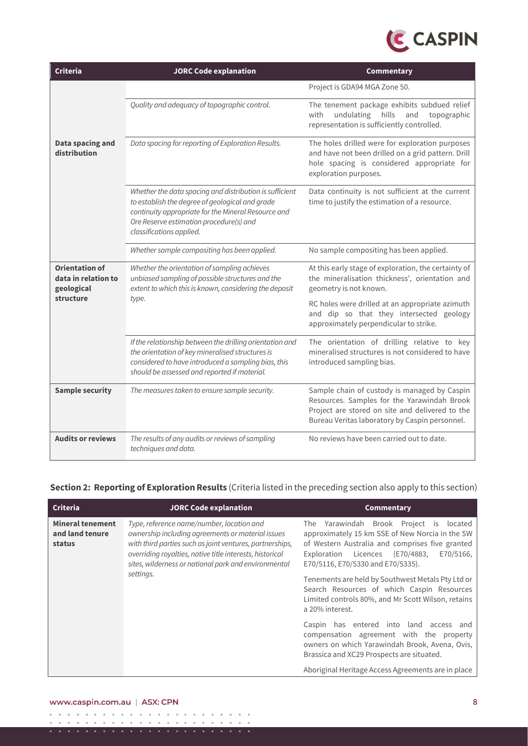| Criteria | JORC Code explanation | Commentary |
|---|---|---|
| | | Project is GDA94 MGA Zone 50. |
| | *Quality and adequacy of topographic control.* | The tenement package exhibits subdued relief with undulating hills and topographic representation is sufficiently controlled. |
| **Data spacing and distribution** | *Data spacing for reporting of Exploration Results.* | The holes drilled were for exploration purposes and have not been drilled on a grid pattern. Drill hole spacing is considered appropriate for exploration purposes. |
| | *Whether the data spacing and distribution is sufficient to establish the degree of geological and grade continuity appropriate for the Mineral Resource and Ore Reserve estimation procedure(s) and classifications applied.* | Data continuity is not sufficient at the current time to justify the estimation of a resource. |
| | *Whether sample compositing has been applied.* | No sample compositing has been applied. |
| **Orientation of data in relation to geological structure** | *Whether the orientation of sampling achieves unbiased sampling of possible structures and the extent to which this is known, considering the deposit type.* | At this early stage of exploration, the certainty of the mineralisation thickness', orientation and geometry is not known.<br><br>RC holes were drilled at an appropriate azimuth and dip so that they intersected geology approximately perpendicular to strike. |
| | *If the relationship between the drilling orientation and the orientation of key mineralised structures is considered to have introduced a sampling bias, this should be assessed and reported if material.* | The orientation of drilling relative to key mineralised structures is not considered to have introduced sampling bias. |
| **Sample security** | *The measures taken to ensure sample security.* | Sample chain of custody is managed by Caspin Resources. Samples for the Yarawindah Brook Project are stored on site and delivered to the Bureau Veritas laboratory by Caspin personnel. |
| **Audits or reviews** | *The results of any audits or reviews of sampling techniques and data.* | No reviews have been carried out to date. |

## Section 2: Reporting of Exploration Results (Criteria listed in the preceding section also apply to this section)

| Criteria | JORC Code explanation | Commentary |
|---|---|---|
| **Mineral tenement and land tenure status** | *Type, reference name/number, location and ownership including agreements or material issues with third parties such as joint ventures, partnerships, overriding royalties, native title interests, historical sites, wilderness or national park and environmental settings.* | The Yarawindah Brook Project is located approximately 15 km SSE of New Norcia in the SW of Western Australia and comprises five granted Exploration Licences (E70/4883, E70/5166, E70/5116, E70/5330 and E70/5335).<br><br>Tenements are held by Southwest Metals Pty Ltd or Search Resources of which Caspin Resources Limited controls 80%, and Mr Scott Wilson, retains a 20% interest.<br><br>Caspin has entered into land access and compensation agreement with the property owners on which Yarawindah Brook, Avena, Ovis, Brassica and XC29 Prospects are situated.<br><br>Aboriginal Heritage Access Agreements are in place |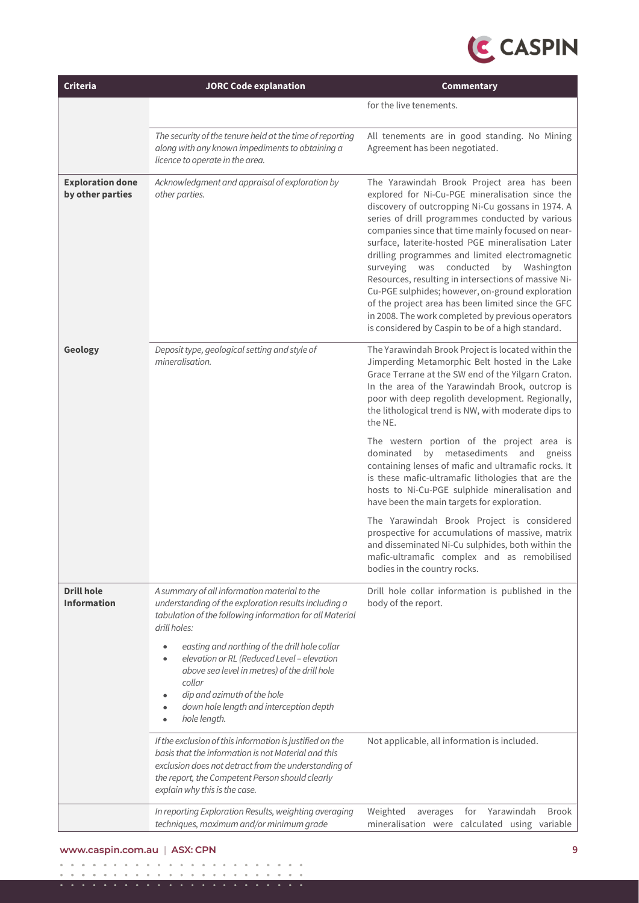| Criteria | JORC Code explanation | Commentary |
|---|---|---|
| | | for the live tenements. |
| | *The security of the tenure held at the time of reporting along with any known impediments to obtaining a licence to operate in the area.* | All tenements are in good standing. No Mining Agreement has been negotiated. |
| **Exploration done by other parties** | *Acknowledgment and appraisal of exploration by other parties.* | The Yarawindah Brook Project area has been explored for Ni-Cu-PGE mineralisation since the discovery of outcropping Ni-Cu gossans in 1974. A series of drill programmes conducted by various companies since that time mainly focused on near-surface, laterite-hosted PGE mineralisation Later drilling programmes and limited electromagnetic surveying was conducted by Washington Resources, resulting in intersections of massive Ni-Cu-PGE sulphides; however, on-ground exploration of the project area has been limited since the GFC in 2008. The work completed by previous operators is considered by Caspin to be of a high standard. |
| **Geology** | *Deposit type, geological setting and style of mineralisation.* | The Yarawindah Brook Project is located within the Jimperding Metamorphic Belt hosted in the Lake Grace Terrane at the SW end of the Yilgarn Craton. In the area of the Yarawindah Brook, outcrop is poor with deep regolith development. Regionally, the lithological trend is NW, with moderate dips to the NE.<br><br>The western portion of the project area is dominated by metasediments and gneiss containing lenses of mafic and ultramafic rocks. It is these mafic-ultramafic lithologies that are the hosts to Ni-Cu-PGE sulphide mineralisation and have been the main targets for exploration.<br><br>The Yarawindah Brook Project is considered prospective for accumulations of massive, matrix and disseminated Ni-Cu sulphides, both within the mafic-ultramafic complex and as remobilised bodies in the country rocks. |
| **Drill hole Information** | *A summary of all information material to the understanding of the exploration results including a tabulation of the following information for all Material drill holes:*<br>• *easting and northing of the drill hole collar*<br>• *elevation or RL (Reduced Level – elevation above sea level in metres) of the drill hole collar*<br>• *dip and azimuth of the hole*<br>• *down hole length and interception depth*<br>• *hole length.* | Drill hole collar information is published in the body of the report. |
| | *If the exclusion of this information is justified on the basis that the information is not Material and this exclusion does not detract from the understanding of the report, the Competent Person should clearly explain why this is the case.* | Not applicable, all information is included. |
| | *In reporting Exploration Results, weighting averaging techniques, maximum and/or minimum grade* | Weighted averages for Yarawindah Brook mineralisation were calculated using variable |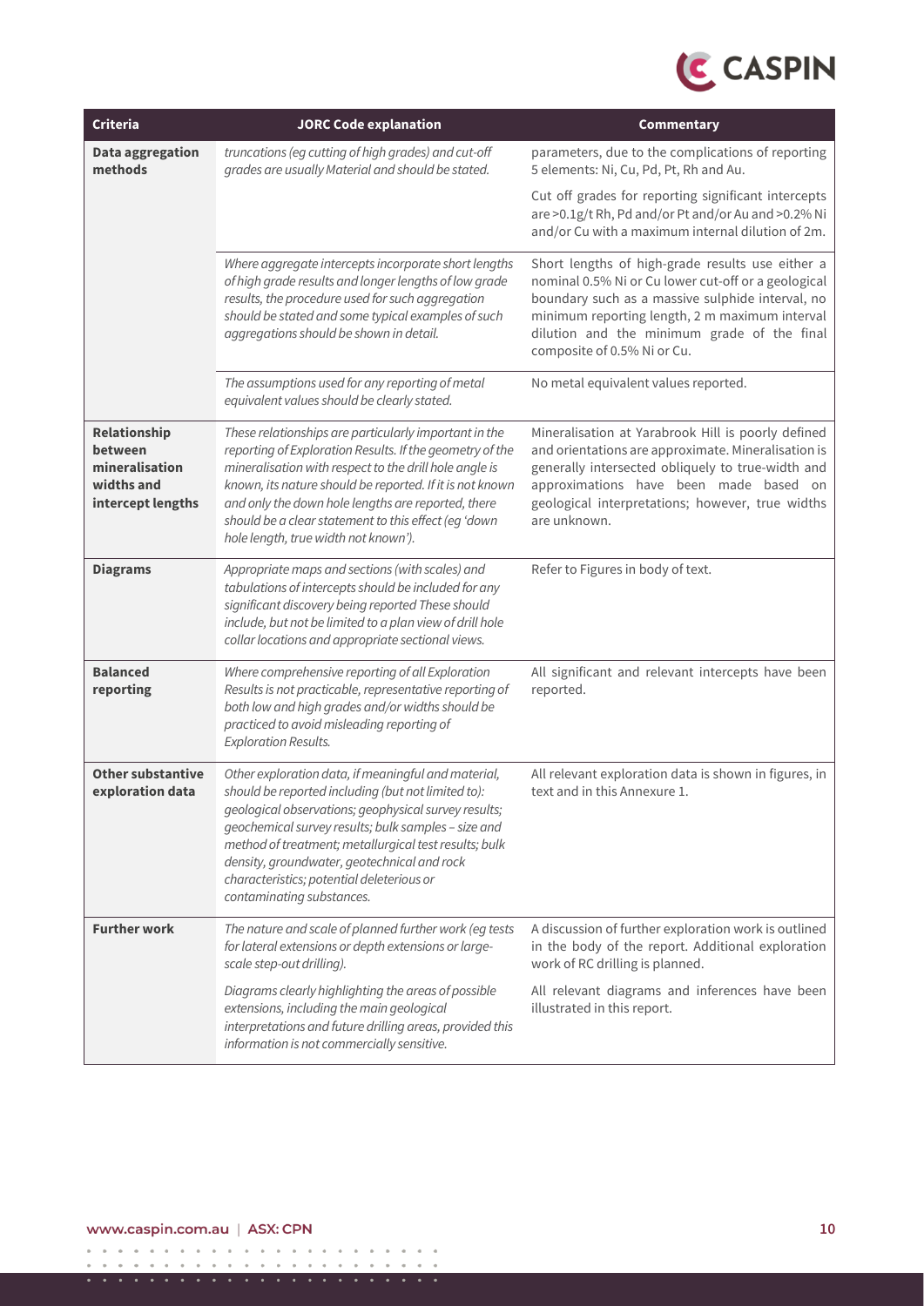| Criteria | JORC Code explanation | Commentary |
|---|---|---|
| **Data aggregation methods** | *truncations (eg cutting of high grades) and cut-off grades are usually Material and should be stated.* | parameters, due to the complications of reporting 5 elements: Ni, Cu, Pd, Pt, Rh and Au.<br><br>Cut off grades for reporting significant intercepts are >0.1g/t Rh, Pd and/or Pt and/or Au and >0.2% Ni and/or Cu with a maximum internal dilution of 2m. |
| | *Where aggregate intercepts incorporate short lengths of high grade results and longer lengths of low grade results, the procedure used for such aggregation should be stated and some typical examples of such aggregations should be shown in detail.* | Short lengths of high-grade results use either a nominal 0.5% Ni or Cu lower cut-off or a geological boundary such as a massive sulphide interval, no minimum reporting length, 2 m maximum interval dilution and the minimum grade of the final composite of 0.5% Ni or Cu. |
| | *The assumptions used for any reporting of metal equivalent values should be clearly stated.* | No metal equivalent values reported. |
| **Relationship between mineralisation widths and intercept lengths** | *These relationships are particularly important in the reporting of Exploration Results. If the geometry of the mineralisation with respect to the drill hole angle is known, its nature should be reported. If it is not known and only the down hole lengths are reported, there should be a clear statement to this effect (eg 'down hole length, true width not known').* | Mineralisation at Yarabrook Hill is poorly defined and orientations are approximate. Mineralisation is generally intersected obliquely to true-width and approximations have been made based on geological interpretations; however, true widths are unknown. |
| **Diagrams** | *Appropriate maps and sections (with scales) and tabulations of intercepts should be included for any significant discovery being reported These should include, but not be limited to a plan view of drill hole collar locations and appropriate sectional views.* | Refer to Figures in body of text. |
| **Balanced reporting** | *Where comprehensive reporting of all Exploration Results is not practicable, representative reporting of both low and high grades and/or widths should be practiced to avoid misleading reporting of Exploration Results.* | All significant and relevant intercepts have been reported. |
| **Other substantive exploration data** | *Other exploration data, if meaningful and material, should be reported including (but not limited to): geological observations; geophysical survey results; geochemical survey results; bulk samples – size and method of treatment; metallurgical test results; bulk density, groundwater, geotechnical and rock characteristics; potential deleterious or contaminating substances.* | All relevant exploration data is shown in figures, in text and in this Annexure 1. |
| **Further work** | *The nature and scale of planned further work (eg tests for lateral extensions or depth extensions or large-scale step-out drilling).* | A discussion of further exploration work is outlined in the body of the report. Additional exploration work of RC drilling is planned. |
| | *Diagrams clearly highlighting the areas of possible extensions, including the main geological interpretations and future drilling areas, provided this information is not commercially sensitive.* | All relevant diagrams and inferences have been illustrated in this report. |